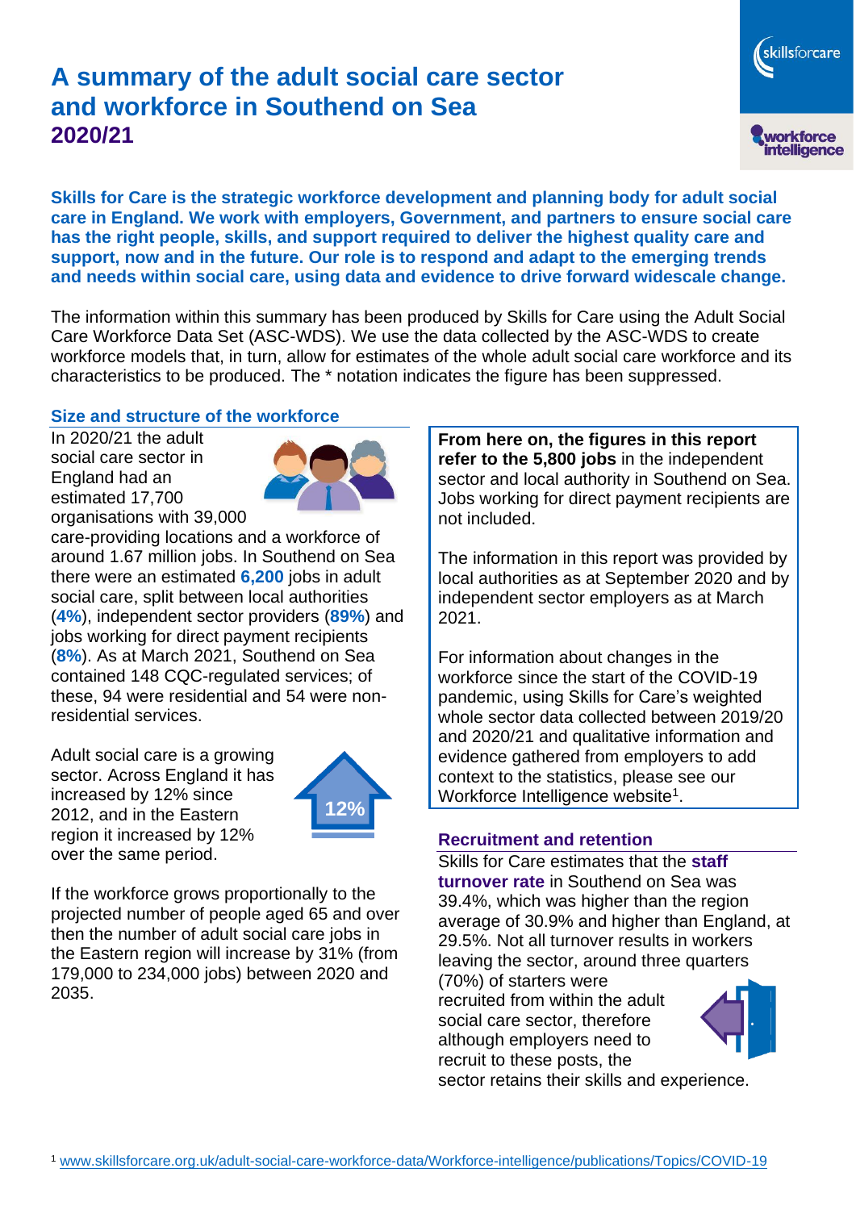# A summary of the adult social care sector and workforce in Southend on Sea

## 2020/21

**Skills for Care is the strategic workforce development and planning body for adult social care in England. We work with employers, Government, and partners to ensure social care has the right people, skills, and support required to deliver the highest quality care and support, now and in the future. Our role is to respond and adapt to the emerging trends and needs within social care, using data and evidence to drive forward widescale change.**

The information within this summary has been produced by Skills for Care using the Adult Social Care Workforce Data Set (ASC-WDS). We use the data collected by the ASC-WDS to create workforce models that, in turn, allow for estimates of the whole adult social care workforce and its characteristics to be produced. The * notation indicates the figure has been suppressed.

### Size and structure of the workforce

In 2020/21 the adult social care sector in England had an estimated 17,700 organisations with 39,000 care-providing locations and a workforce of around 1.67 million jobs. In Southend on Sea there were an estimated **6,200** jobs in adult social care, split between local authorities (**4%**), independent sector providers (**89%**) and jobs working for direct payment recipients (**8%**). As at March 2021, Southend on Sea contained 148 CQC-regulated services; of these, 94 were residential and 54 were non-residential services.

Adult social care is a growing sector. Across England it has increased by 12% since 2012, and in the Eastern region it increased by 12% over the same period.

12%

If the workforce grows proportionally to the projected number of people aged 65 and over then the number of adult social care jobs in the Eastern region will increase by 31% (from 179,000 to 234,000 jobs) between 2020 and 2035.

**From here on, the figures in this report refer to the 5,800 jobs** in the independent sector and local authority in Southend on Sea. Jobs working for direct payment recipients are not included.

The information in this report was provided by local authorities as at September 2020 and by independent sector employers as at March 2021.

For information about changes in the workforce since the start of the COVID-19 pandemic, using Skills for Care's weighted whole sector data collected between 2019/20 and 2020/21 and qualitative information and evidence gathered from employers to add context to the statistics, please see our Workforce Intelligence website[1].

### Recruitment and retention

Skills for Care estimates that the **staff turnover rate** in Southend on Sea was 39.4%, which was higher than the region average of 30.9% and higher than England, at 29.5%. Not all turnover results in workers leaving the sector, around three quarters (70%) of starters were recruited from within the adult social care sector, therefore although employers need to recruit to these posts, the sector retains their skills and experience.

[1] www.skillsforcare.org.uk/adult-social-care-workforce-data/Workforce-intelligence/publications/Topics/COVID-19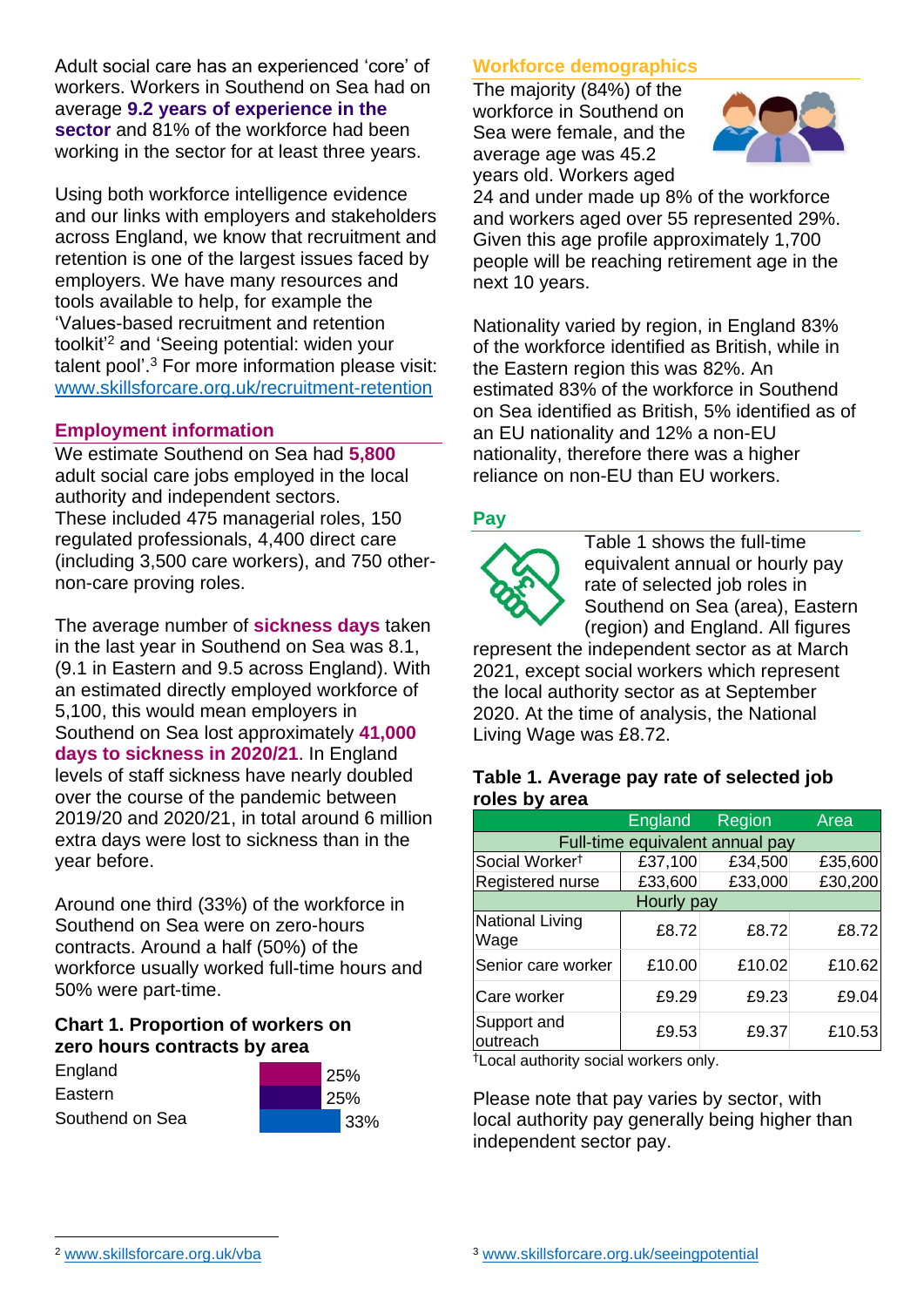Adult social care has an experienced 'core' of workers. Workers in Southend on Sea had on average **9.2 years of experience in the sector** and 81% of the workforce had been working in the sector for at least three years.

Using both workforce intelligence evidence and our links with employers and stakeholders across England, we know that recruitment and retention is one of the largest issues faced by employers. We have many resources and tools available to help, for example the 'Values-based recruitment and retention toolkit'[2] and 'Seeing potential: widen your talent pool'.[3] For more information please visit: www.skillsforcare.org.uk/recruitment-retention

## Employment information

We estimate Southend on Sea had **5,800** adult social care jobs employed in the local authority and independent sectors. These included 475 managerial roles, 150 regulated professionals, 4,400 direct care (including 3,500 care workers), and 750 other-non-care proving roles.

The average number of **sickness days** taken in the last year in Southend on Sea was 8.1, (9.1 in Eastern and 9.5 across England). With an estimated directly employed workforce of 5,100, this would mean employers in Southend on Sea lost approximately **41,000 days to sickness in 2020/21**. In England levels of staff sickness have nearly doubled over the course of the pandemic between 2019/20 and 2020/21, in total around 6 million extra days were lost to sickness than in the year before.

Around one third (33%) of the workforce in Southend on Sea were on zero-hours contracts. Around a half (50%) of the workforce usually worked full-time hours and 50% were part-time.

### Chart 1. Proportion of workers on zero hours contracts by area

| Area | Proportion |
|---|---|
| England | 25% |
| Eastern | 25% |
| Southend on Sea | 33% |

## Workforce demographics

The majority (84%) of the workforce in Southend on Sea were female, and the average age was 45.2 years old. Workers aged 24 and under made up 8% of the workforce and workers aged over 55 represented 29%. Given this age profile approximately 1,700 people will be reaching retirement age in the next 10 years.

Nationality varied by region, in England 83% of the workforce identified as British, while in the Eastern region this was 82%. An estimated 83% of the workforce in Southend on Sea identified as British, 5% identified as of an EU nationality and 12% a non-EU nationality, therefore there was a higher reliance on non-EU than EU workers.

## Pay

Table 1 shows the full-time equivalent annual or hourly pay rate of selected job roles in Southend on Sea (area), Eastern (region) and England. All figures represent the independent sector as at March 2021, except social workers which represent the local authority sector as at September 2020. At the time of analysis, the National Living Wage was £8.72.

### Table 1. Average pay rate of selected job roles by area

| | England | Region | Area |
|---|---|---|---|
| **Full-time equivalent annual pay** | | | |
| Social Worker† | £37,100 | £34,500 | £35,600 |
| Registered nurse | £33,600 | £33,000 | £30,200 |
| **Hourly pay** | | | |
| National Living Wage | £8.72 | £8.72 | £8.72 |
| Senior care worker | £10.00 | £10.02 | £10.62 |
| Care worker | £9.29 | £9.23 | £9.04 |
| Support and outreach | £9.53 | £9.37 | £10.53 |

†Local authority social workers only.

Please note that pay varies by sector, with local authority pay generally being higher than independent sector pay.

[2] www.skillsforcare.org.uk/vba

[3] www.skillsforcare.org.uk/seeingpotential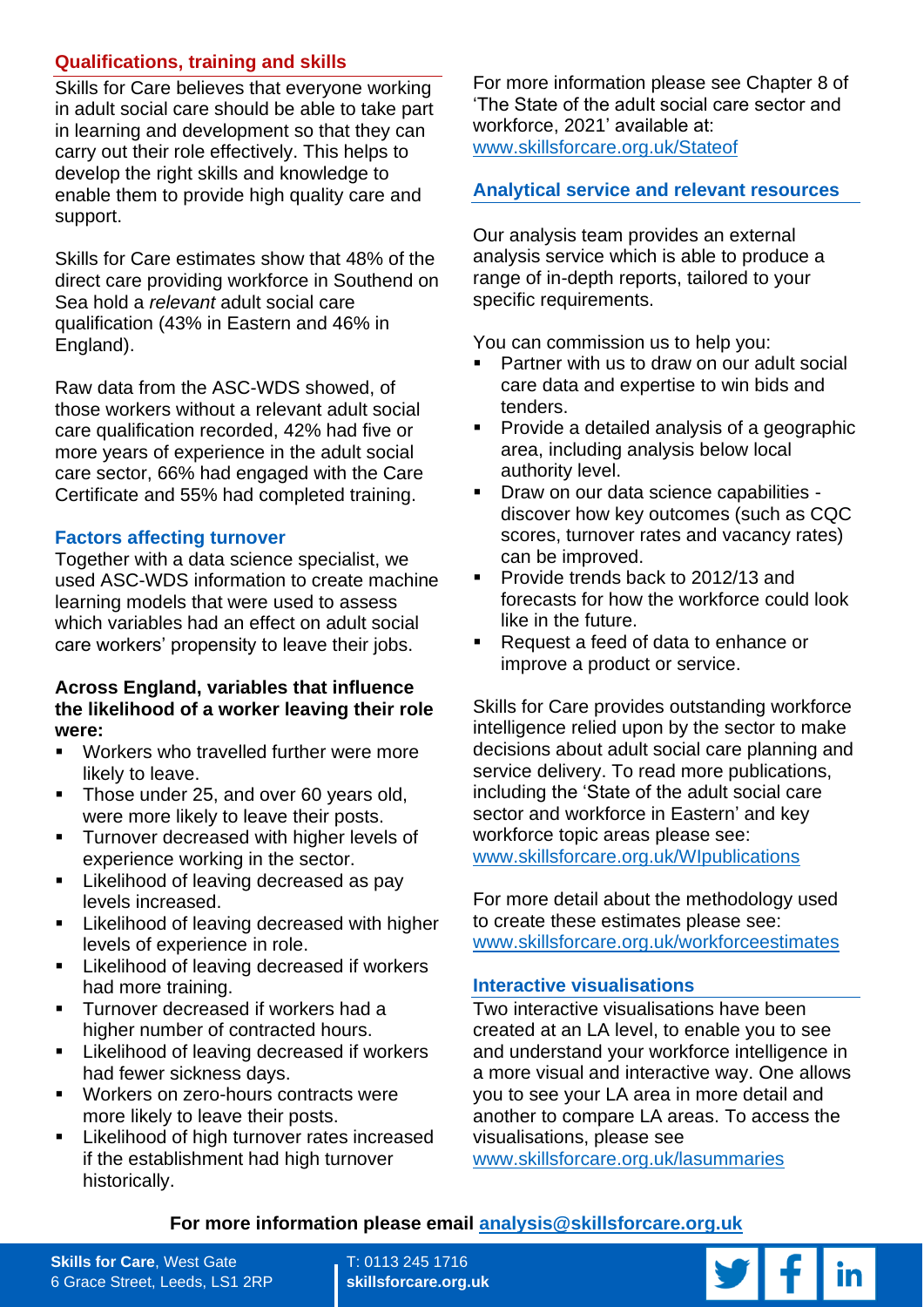## Qualifications, training and skills

Skills for Care believes that everyone working in adult social care should be able to take part in learning and development so that they can carry out their role effectively. This helps to develop the right skills and knowledge to enable them to provide high quality care and support.

Skills for Care estimates show that 48% of the direct care providing workforce in Southend on Sea hold a *relevant* adult social care qualification (43% in Eastern and 46% in England).

Raw data from the ASC-WDS showed, of those workers without a relevant adult social care qualification recorded, 42% had five or more years of experience in the adult social care sector, 66% had engaged with the Care Certificate and 55% had completed training.

## Factors affecting turnover

Together with a data science specialist, we used ASC-WDS information to create machine learning models that were used to assess which variables had an effect on adult social care workers' propensity to leave their jobs.

**Across England, variables that influence the likelihood of a worker leaving their role were:**

- Workers who travelled further were more likely to leave.
- Those under 25, and over 60 years old, were more likely to leave their posts.
- Turnover decreased with higher levels of experience working in the sector.
- Likelihood of leaving decreased as pay levels increased.
- Likelihood of leaving decreased with higher levels of experience in role.
- Likelihood of leaving decreased if workers had more training.
- Turnover decreased if workers had a higher number of contracted hours.
- Likelihood of leaving decreased if workers had fewer sickness days.
- Workers on zero-hours contracts were more likely to leave their posts.
- Likelihood of high turnover rates increased if the establishment had high turnover historically.

For more information please see Chapter 8 of 'The State of the adult social care sector and workforce, 2021' available at: www.skillsforcare.org.uk/Stateof

## Analytical service and relevant resources

Our analysis team provides an external analysis service which is able to produce a range of in-depth reports, tailored to your specific requirements.

You can commission us to help you:

- Partner with us to draw on our adult social care data and expertise to win bids and tenders.
- Provide a detailed analysis of a geographic area, including analysis below local authority level.
- Draw on our data science capabilities - discover how key outcomes (such as CQC scores, turnover rates and vacancy rates) can be improved.
- Provide trends back to 2012/13 and forecasts for how the workforce could look like in the future.
- Request a feed of data to enhance or improve a product or service.

Skills for Care provides outstanding workforce intelligence relied upon by the sector to make decisions about adult social care planning and service delivery. To read more publications, including the 'State of the adult social care sector and workforce in Eastern' and key workforce topic areas please see: www.skillsforcare.org.uk/WIpublications

For more detail about the methodology used to create these estimates please see: www.skillsforcare.org.uk/workforceestimates

## Interactive visualisations

Two interactive visualisations have been created at an LA level, to enable you to see and understand your workforce intelligence in a more visual and interactive way. One allows you to see your LA area in more detail and another to compare LA areas. To access the visualisations, please see www.skillsforcare.org.uk/lasummaries

**For more information please email analysis@skillsforcare.org.uk**

**Skills for Care**, West Gate
6 Grace Street, Leeds, LS1 2RP

T: 0113 245 1716
**skillsforcare.org.uk**